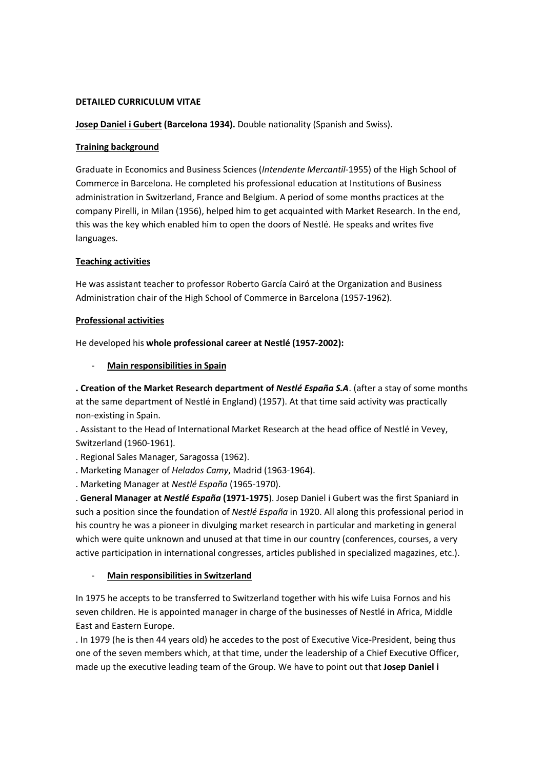**DETAILED CURRICULUM VITAE**

**Josep Daniel i Gubert (Barcelona 1934).** Double nationality (Spanish and Swiss).

**Training background**

Graduate in Economics and Business Sciences (*Intendente Mercantil*-1955) of the High School of Commerce in Barcelona. He completed his professional education at Institutions of Business administration in Switzerland, France and Belgium. A period of some months practices at the company Pirelli, in Milan (1956), helped him to get acquainted with Market Research. In the end, this was the key which enabled him to open the doors of Nestlé. He speaks and writes five languages.

**Teaching activities**

He was assistant teacher to professor Roberto García Cairó at the Organization and Business Administration chair of the High School of Commerce in Barcelona (1957-1962).

**Professional activities**

He developed his **whole professional career at Nestlé (1957-2002):**

- **Main responsibilities in Spain**

**. Creation of the Market Research department of *Nestlé España S.A*.** (after a stay of some months at the same department of Nestlé in England) (1957). At that time said activity was practically non-existing in Spain.
. Assistant to the Head of International Market Research at the head office of Nestlé in Vevey, Switzerland (1960-1961).
. Regional Sales Manager, Saragossa (1962).
. Marketing Manager of *Helados Camy*, Madrid (1963-1964).
. Marketing Manager at *Nestlé España* (1965-1970).
. **General Manager at *Nestlé España* (1971-1975**). Josep Daniel i Gubert was the first Spaniard in such a position since the foundation of *Nestlé España* in 1920. All along this professional period in his country he was a pioneer in divulging market research in particular and marketing in general which were quite unknown and unused at that time in our country (conferences, courses, a very active participation in international congresses, articles published in specialized magazines, etc.).

- **Main responsibilities in Switzerland**

In 1975 he accepts to be transferred to Switzerland together with his wife Luisa Fornos and his seven children. He is appointed manager in charge of the businesses of Nestlé in Africa, Middle East and Eastern Europe.
. In 1979 (he is then 44 years old) he accedes to the post of Executive Vice-President, being thus one of the seven members which, at that time, under the leadership of a Chief Executive Officer, made up the executive leading team of the Group. We have to point out that **Josep Daniel i**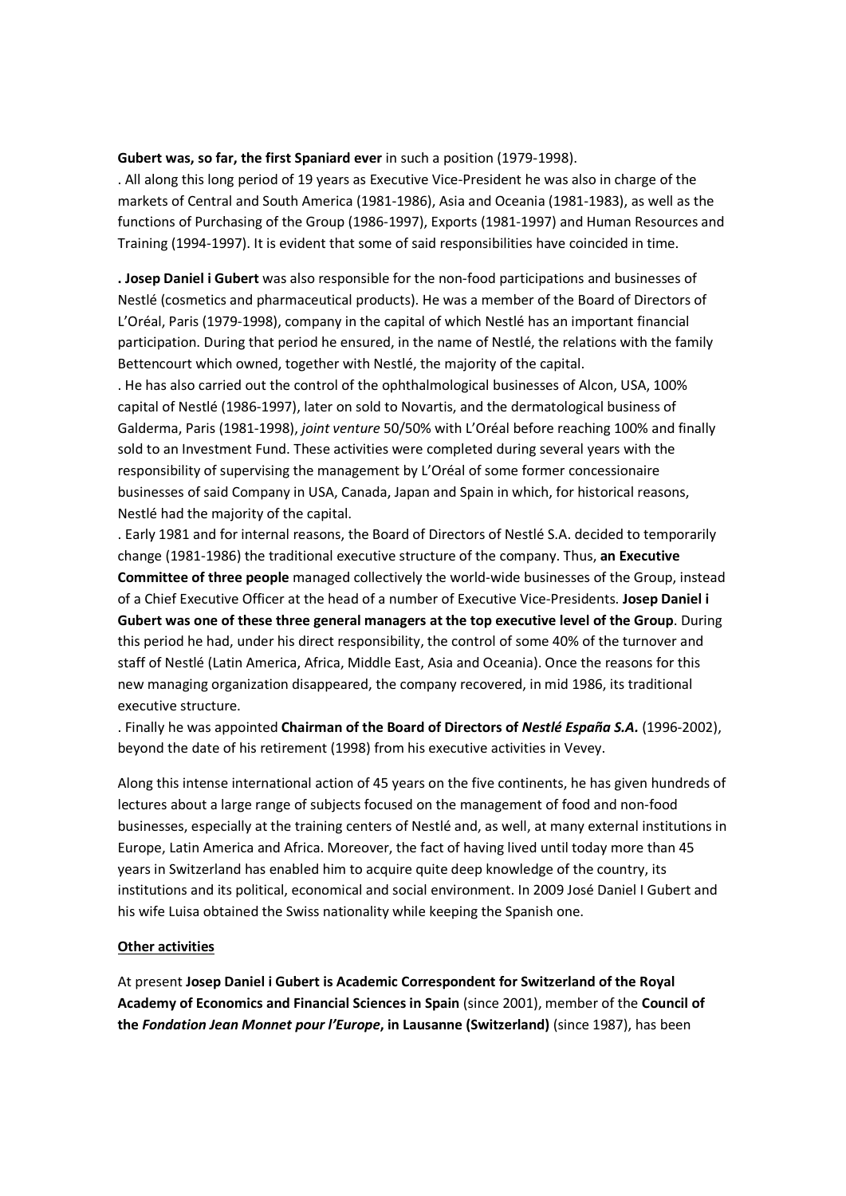**Gubert was, so far, the first Spaniard ever** in such a position (1979-1998).

. All along this long period of 19 years as Executive Vice-President he was also in charge of the markets of Central and South America (1981-1986), Asia and Oceania (1981-1983), as well as the functions of Purchasing of the Group (1986-1997), Exports (1981-1997) and Human Resources and Training (1994-1997). It is evident that some of said responsibilities have coincided in time.

**. Josep Daniel i Gubert** was also responsible for the non-food participations and businesses of Nestlé (cosmetics and pharmaceutical products). He was a member of the Board of Directors of L'Oréal, Paris (1979-1998), company in the capital of which Nestlé has an important financial participation. During that period he ensured, in the name of Nestlé, the relations with the family Bettencourt which owned, together with Nestlé, the majority of the capital.

. He has also carried out the control of the ophthalmological businesses of Alcon, USA, 100% capital of Nestlé (1986-1997), later on sold to Novartis, and the dermatological business of Galderma, Paris (1981-1998), *joint venture* 50/50% with L'Oréal before reaching 100% and finally sold to an Investment Fund. These activities were completed during several years with the responsibility of supervising the management by L'Oréal of some former concessionaire businesses of said Company in USA, Canada, Japan and Spain in which, for historical reasons, Nestlé had the majority of the capital.

. Early 1981 and for internal reasons, the Board of Directors of Nestlé S.A. decided to temporarily change (1981-1986) the traditional executive structure of the company. Thus, **an Executive Committee of three people** managed collectively the world-wide businesses of the Group, instead of a Chief Executive Officer at the head of a number of Executive Vice-Presidents. **Josep Daniel i Gubert was one of these three general managers at the top executive level of the Group**. During this period he had, under his direct responsibility, the control of some 40% of the turnover and staff of Nestlé (Latin America, Africa, Middle East, Asia and Oceania). Once the reasons for this new managing organization disappeared, the company recovered, in mid 1986, its traditional executive structure.

. Finally he was appointed **Chairman of the Board of Directors of *Nestlé España S.A.*** (1996-2002), beyond the date of his retirement (1998) from his executive activities in Vevey.

Along this intense international action of 45 years on the five continents, he has given hundreds of lectures about a large range of subjects focused on the management of food and non-food businesses, especially at the training centers of Nestlé and, as well, at many external institutions in Europe, Latin America and Africa. Moreover, the fact of having lived until today more than 45 years in Switzerland has enabled him to acquire quite deep knowledge of the country, its institutions and its political, economical and social environment. In 2009 José Daniel I Gubert and his wife Luisa obtained the Swiss nationality while keeping the Spanish one.

<u>**Other activities**</u>

At present **Josep Daniel i Gubert is Academic Correspondent for Switzerland of the Royal Academy of Economics and Financial Sciences in Spain** (since 2001), member of the **Council of the *Fondation Jean Monnet pour l'Europe*, in Lausanne (Switzerland)** (since 1987), has been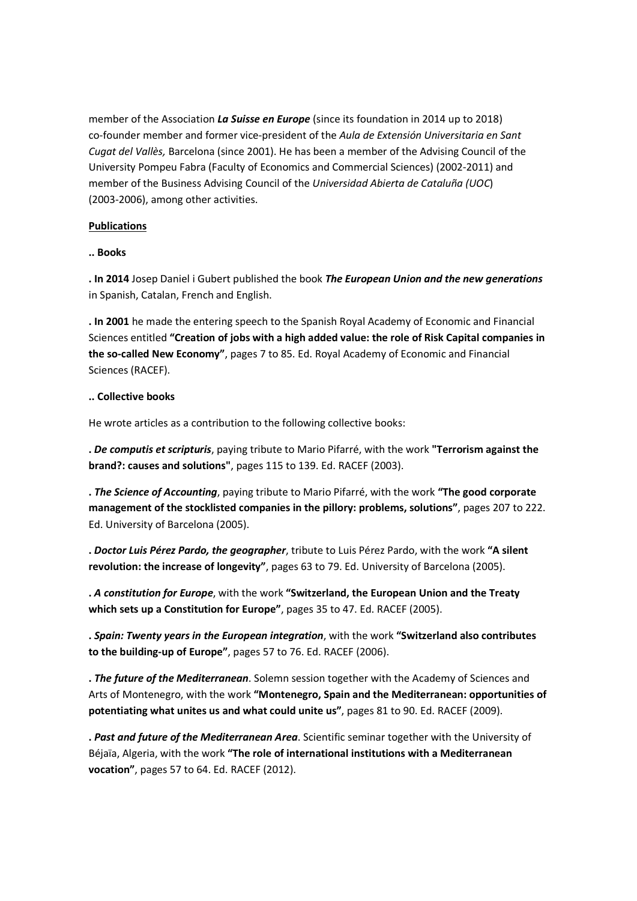member of the Association ***La Suisse en Europe*** (since its foundation in 2014 up to 2018) co-founder member and former vice-president of the *Aula de Extensión Universitaria en Sant Cugat del Vallès,* Barcelona (since 2001). He has been a member of the Advising Council of the University Pompeu Fabra (Faculty of Economics and Commercial Sciences) (2002-2011) and member of the Business Advising Council of the *Universidad Abierta de Cataluña (UOC*) (2003-2006), among other activities.

**Publications**

**.. Books**

**. In 2014** Josep Daniel i Gubert published the book ***The European Union and the new generations*** in Spanish, Catalan, French and English.

**. In 2001** he made the entering speech to the Spanish Royal Academy of Economic and Financial Sciences entitled **"Creation of jobs with a high added value: the role of Risk Capital companies in the so-called New Economy"**, pages 7 to 85. Ed. Royal Academy of Economic and Financial Sciences (RACEF).

**.. Collective books**

He wrote articles as a contribution to the following collective books:

**.** ***De computis et scripturis***, paying tribute to Mario Pifarré, with the work **"Terrorism against the brand?: causes and solutions"**, pages 115 to 139. Ed. RACEF (2003).

**.** ***The Science of Accounting***, paying tribute to Mario Pifarré, with the work **"The good corporate management of the stocklisted companies in the pillory: problems, solutions"**, pages 207 to 222. Ed. University of Barcelona (2005).

**.** ***Doctor Luis Pérez Pardo, the geographer***, tribute to Luis Pérez Pardo, with the work **"A silent revolution: the increase of longevity"**, pages 63 to 79. Ed. University of Barcelona (2005).

**.** ***A constitution for Europe***, with the work **"Switzerland, the European Union and the Treaty which sets up a Constitution for Europe"**, pages 35 to 47. Ed. RACEF (2005).

**.** ***Spain: Twenty years in the European integration***, with the work **"Switzerland also contributes to the building-up of Europe"**, pages 57 to 76. Ed. RACEF (2006).

**.** ***The future of the Mediterranean***. Solemn session together with the Academy of Sciences and Arts of Montenegro, with the work **"Montenegro, Spain and the Mediterranean: opportunities of potentiating what unites us and what could unite us"**, pages 81 to 90. Ed. RACEF (2009).

**.** ***Past and future of the Mediterranean Area***. Scientific seminar together with the University of Béjaïa, Algeria, with the work **"The role of international institutions with a Mediterranean vocation"**, pages 57 to 64. Ed. RACEF (2012).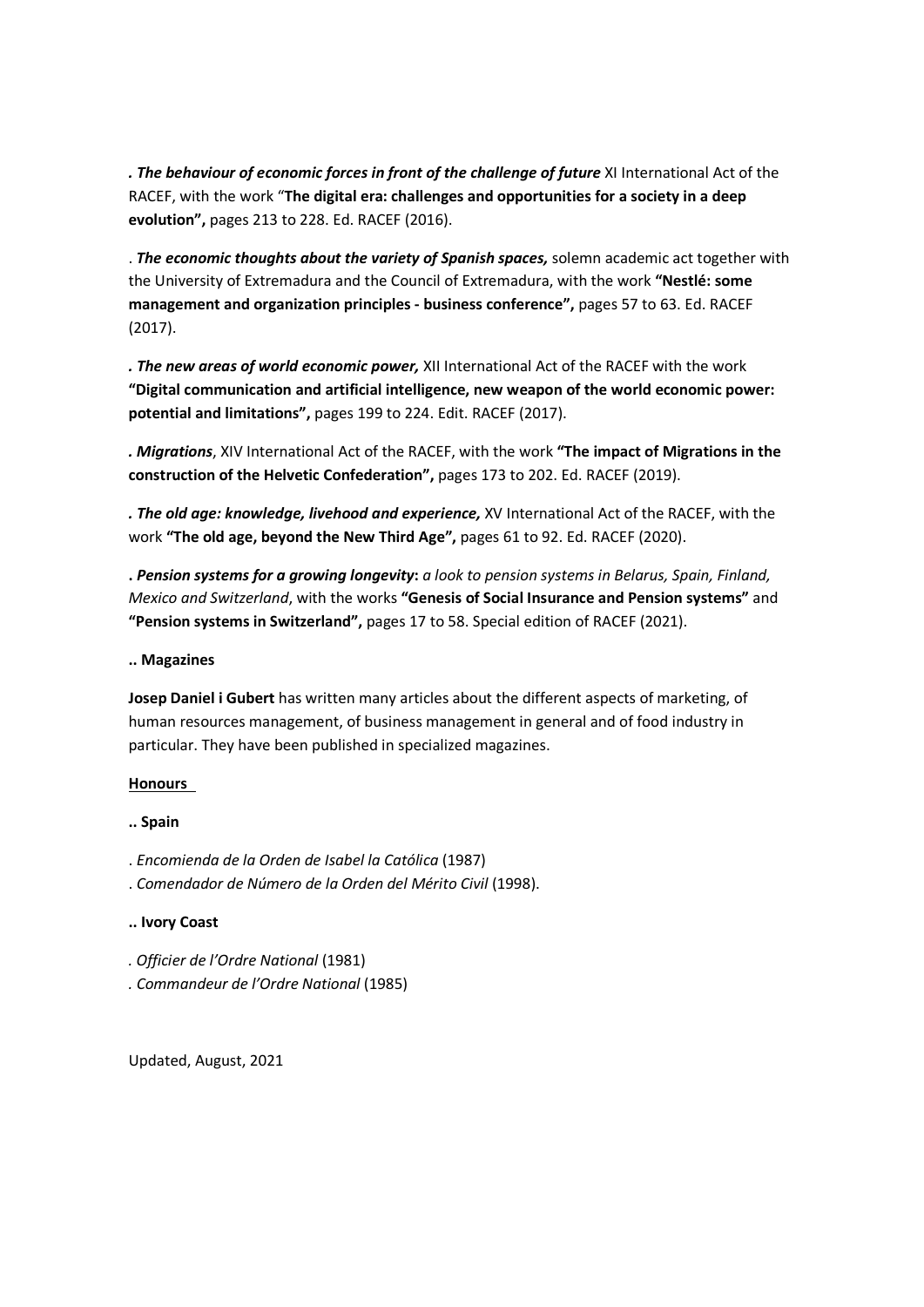***. The behaviour of economic forces in front of the challenge of future*** XI International Act of the RACEF, with the work "**The digital era: challenges and opportunities for a society in a deep evolution",** pages 213 to 228. Ed. RACEF (2016).

. ***The economic thoughts about the variety of Spanish spaces,*** solemn academic act together with the University of Extremadura and the Council of Extremadura, with the work **"Nestlé: some management and organization principles - business conference",** pages 57 to 63. Ed. RACEF (2017).

***. The new areas of world economic power,*** XII International Act of the RACEF with the work **"Digital communication and artificial intelligence, new weapon of the world economic power: potential and limitations",** pages 199 to 224. Edit. RACEF (2017).

***. Migrations***, XIV International Act of the RACEF, with the work **"The impact of Migrations in the construction of the Helvetic Confederation",** pages 173 to 202. Ed. RACEF (2019).

***. The old age: knowledge, livehood and experience,*** XV International Act of the RACEF, with the work **"The old age, beyond the New Third Age",** pages 61 to 92. Ed. RACEF (2020).

**.** ***Pension systems for a growing longevity*****:** *a look to pension systems in Belarus, Spain, Finland, Mexico and Switzerland*, with the works **"Genesis of Social Insurance and Pension systems"** and **"Pension systems in Switzerland",** pages 17 to 58. Special edition of RACEF (2021).

**.. Magazines**

**Josep Daniel i Gubert** has written many articles about the different aspects of marketing, of human resources management, of business management in general and of food industry in particular. They have been published in specialized magazines.

**Honours**

**.. Spain**

. *Encomienda de la Orden de Isabel la Católica* (1987)
. *Comendador de Número de la Orden del Mérito Civil* (1998).

**.. Ivory Coast**

. *Officier de l'Ordre National* (1981)
. *Commandeur de l'Ordre National* (1985)

Updated, August, 2021